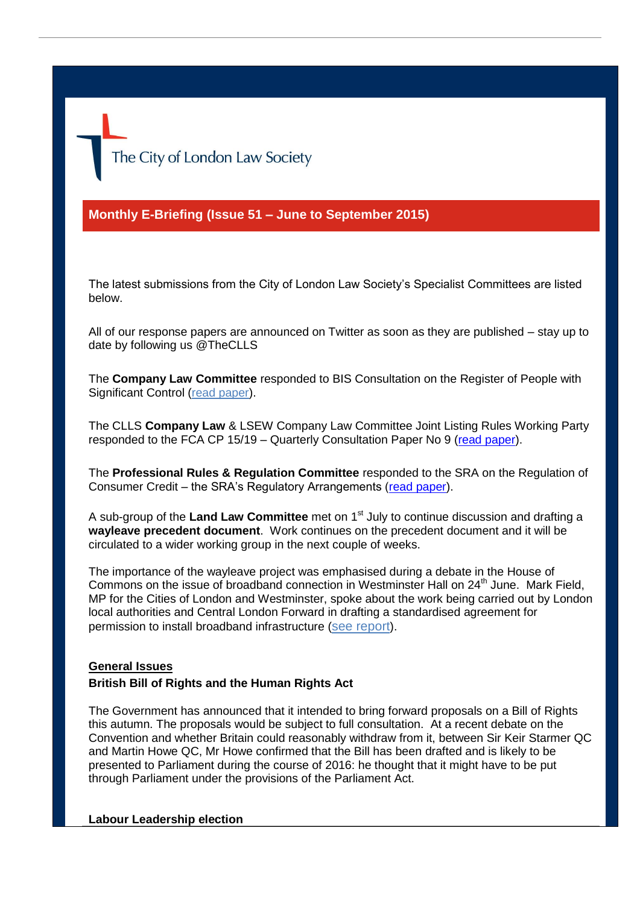The City of London Law Society

## Monthly E-Briefing (Issue 51 – June to September 2015)

The latest submissions from the City of London Law Society's Specialist Committees are listed below.

All of our response papers are announced on Twitter as soon as they are published – stay up to date by following us @TheCLLS

The **Company Law Committee** responded to BIS Consultation on the Register of People with Significant Control (read paper).

The CLLS **Company Law** & LSEW Company Law Committee Joint Listing Rules Working Party responded to the FCA CP 15/19 – Quarterly Consultation Paper No 9 (read paper).

The **Professional Rules & Regulation Committee** responded to the SRA on the Regulation of Consumer Credit – the SRA's Regulatory Arrangements (read paper).

A sub-group of the **Land Law Committee** met on 1st July to continue discussion and drafting a **wayleave precedent document**. Work continues on the precedent document and it will be circulated to a wider working group in the next couple of weeks.

The importance of the wayleave project was emphasised during a debate in the House of Commons on the issue of broadband connection in Westminster Hall on 24th June. Mark Field, MP for the Cities of London and Westminster, spoke about the work being carried out by London local authorities and Central London Forward in drafting a standardised agreement for permission to install broadband infrastructure (see report).

**General Issues**

**British Bill of Rights and the Human Rights Act**

The Government has announced that it intended to bring forward proposals on a Bill of Rights this autumn. The proposals would be subject to full consultation. At a recent debate on the Convention and whether Britain could reasonably withdraw from it, between Sir Keir Starmer QC and Martin Howe QC, Mr Howe confirmed that the Bill has been drafted and is likely to be presented to Parliament during the course of 2016: he thought that it might have to be put through Parliament under the provisions of the Parliament Act.

**Labour Leadership election**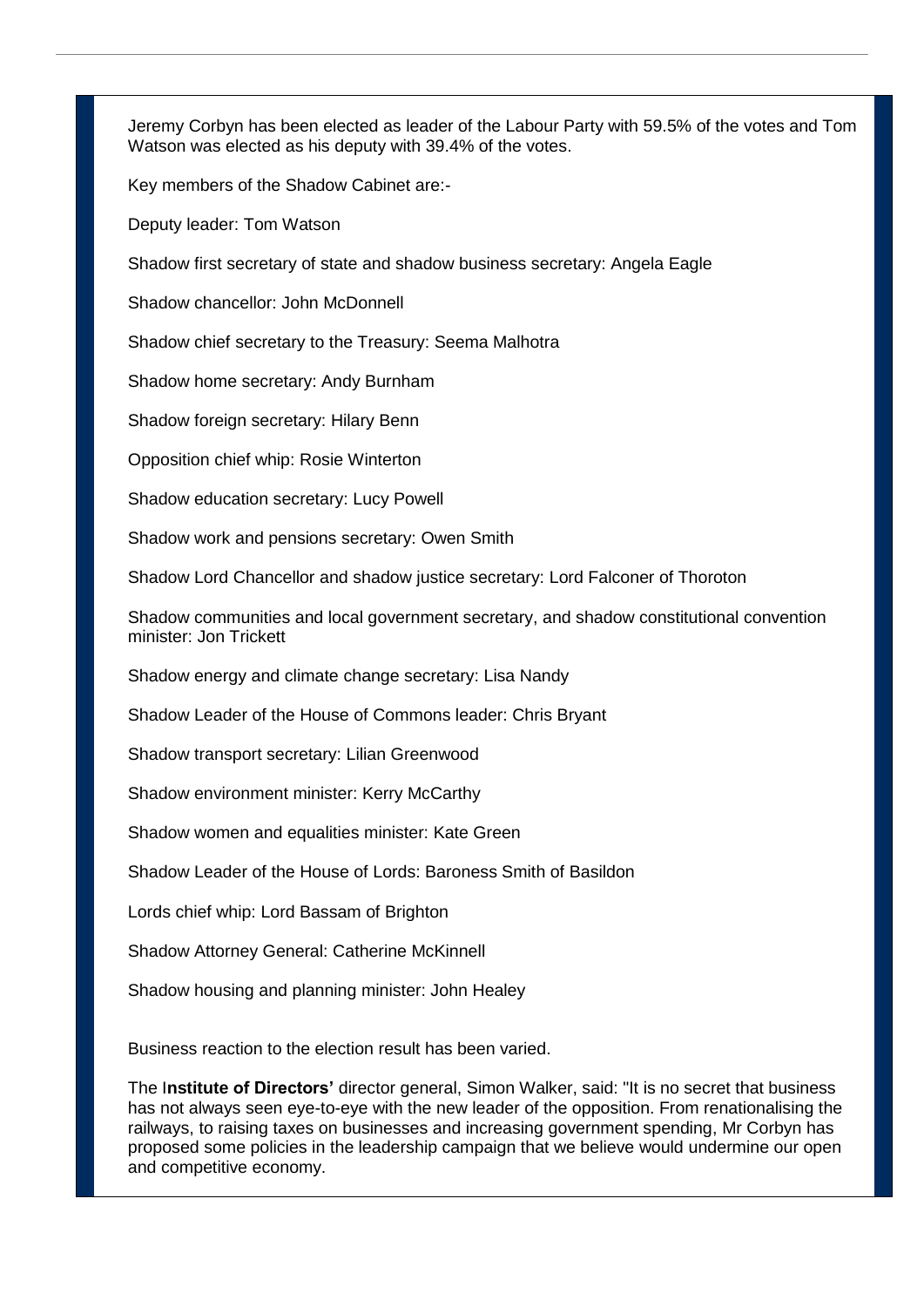Jeremy Corbyn has been elected as leader of the Labour Party with 59.5% of the votes and Tom Watson was elected as his deputy with 39.4% of the votes.

Key members of the Shadow Cabinet are:-

Deputy leader: Tom Watson

Shadow first secretary of state and shadow business secretary: Angela Eagle

Shadow chancellor: John McDonnell

Shadow chief secretary to the Treasury: Seema Malhotra

Shadow home secretary: Andy Burnham

Shadow foreign secretary: Hilary Benn

Opposition chief whip: Rosie Winterton

Shadow education secretary: Lucy Powell

Shadow work and pensions secretary: Owen Smith

Shadow Lord Chancellor and shadow justice secretary: Lord Falconer of Thoroton

Shadow communities and local government secretary, and shadow constitutional convention minister: Jon Trickett

Shadow energy and climate change secretary: Lisa Nandy

Shadow Leader of the House of Commons leader: Chris Bryant

Shadow transport secretary: Lilian Greenwood

Shadow environment minister: Kerry McCarthy

Shadow women and equalities minister: Kate Green

Shadow Leader of the House of Lords: Baroness Smith of Basildon

Lords chief whip: Lord Bassam of Brighton

Shadow Attorney General: Catherine McKinnell

Shadow housing and planning minister: John Healey

Business reaction to the election result has been varied.

The I**nstitute of Directors'** director general, Simon Walker, said: "It is no secret that business has not always seen eye-to-eye with the new leader of the opposition. From renationalising the railways, to raising taxes on businesses and increasing government spending, Mr Corbyn has proposed some policies in the leadership campaign that we believe would undermine our open and competitive economy.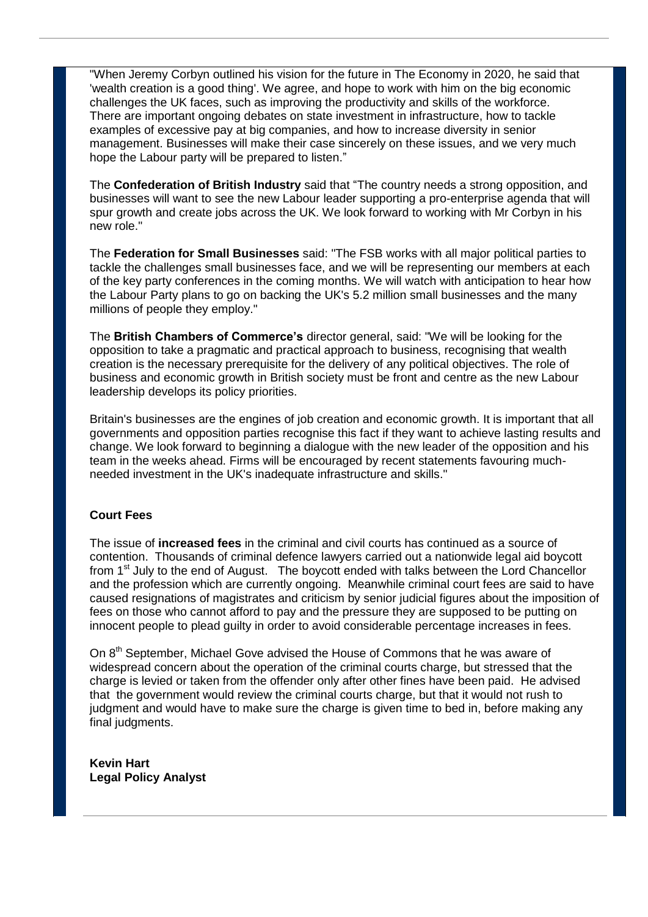"When Jeremy Corbyn outlined his vision for the future in The Economy in 2020, he said that 'wealth creation is a good thing'. We agree, and hope to work with him on the big economic challenges the UK faces, such as improving the productivity and skills of the workforce. There are important ongoing debates on state investment in infrastructure, how to tackle examples of excessive pay at big companies, and how to increase diversity in senior management. Businesses will make their case sincerely on these issues, and we very much hope the Labour party will be prepared to listen."

The **Confederation of British Industry** said that "The country needs a strong opposition, and businesses will want to see the new Labour leader supporting a pro-enterprise agenda that will spur growth and create jobs across the UK. We look forward to working with Mr Corbyn in his new role."

The **Federation for Small Businesses** said: "The FSB works with all major political parties to tackle the challenges small businesses face, and we will be representing our members at each of the key party conferences in the coming months. We will watch with anticipation to hear how the Labour Party plans to go on backing the UK's 5.2 million small businesses and the many millions of people they employ."

The **British Chambers of Commerce's** director general, said: "We will be looking for the opposition to take a pragmatic and practical approach to business, recognising that wealth creation is the necessary prerequisite for the delivery of any political objectives. The role of business and economic growth in British society must be front and centre as the new Labour leadership develops its policy priorities.

Britain's businesses are the engines of job creation and economic growth. It is important that all governments and opposition parties recognise this fact if they want to achieve lasting results and change. We look forward to beginning a dialogue with the new leader of the opposition and his team in the weeks ahead. Firms will be encouraged by recent statements favouring much-needed investment in the UK's inadequate infrastructure and skills."

**Court Fees**

The issue of **increased fees** in the criminal and civil courts has continued as a source of contention. Thousands of criminal defence lawyers carried out a nationwide legal aid boycott from 1st July to the end of August. The boycott ended with talks between the Lord Chancellor and the profession which are currently ongoing. Meanwhile criminal court fees are said to have caused resignations of magistrates and criticism by senior judicial figures about the imposition of fees on those who cannot afford to pay and the pressure they are supposed to be putting on innocent people to plead guilty in order to avoid considerable percentage increases in fees.

On 8th September, Michael Gove advised the House of Commons that he was aware of widespread concern about the operation of the criminal courts charge, but stressed that the charge is levied or taken from the offender only after other fines have been paid. He advised that the government would review the criminal courts charge, but that it would not rush to judgment and would have to make sure the charge is given time to bed in, before making any final judgments.

**Kevin Hart**
**Legal Policy Analyst**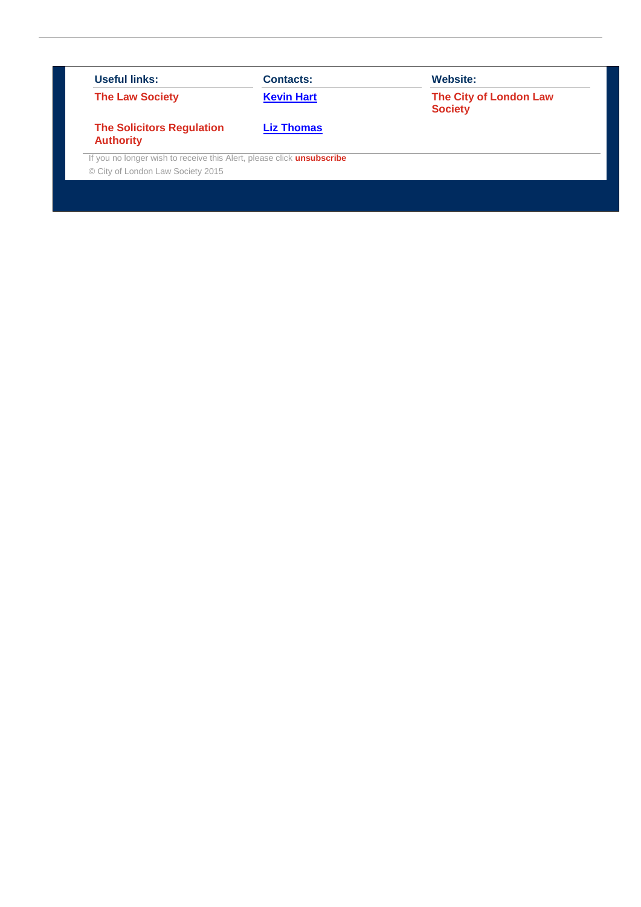| Useful links: | Contacts: | Website: |
| --- | --- | --- |
| **The Law Society** | **Kevin Hart** | **The City of London Law Society** |
| **The Solicitors Regulation Authority** | **Liz Thomas** | |

If you no longer wish to receive this Alert, please click **unsubscribe**

© City of London Law Society 2015